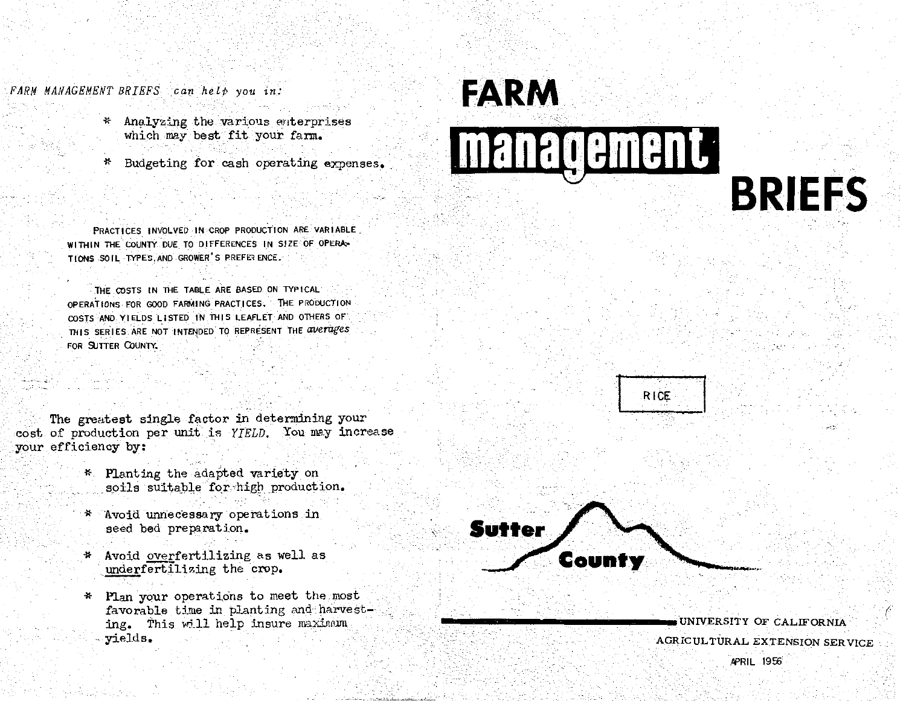*FARM MANAGEMENT BRIEFS can help you in:*

- Analyzing the various enterprises which may best fit your farm.
- Budgeting for cash operating expenses.

PRACTICES INVOLVED IN CROP PRODUCTION ARE VARIABLE WITHIN THE COUNTY DUE TO DIFFERENCES IN SIZE OF OPERATIONS SOIL TYPES, AND GROWER'S PREFERENCE.

THE COSTS IN THE TABLE ARE BASED ON TYPICAL OPERATIONS FOR GOOD FARMING PRACTICES. THE PRODUCTION COSTS AND YIELDS LISTED IN THIS LEAFLET AND OTHERS OF THIS SERIES ARE NOT INTENDED TO REPRESENT THE *averages* FOR SUTTER COUNTY.

The greatest single factor in determining your cost of production per unit is *YIELD*. You may increase your efficiency by:

- Planting the adapted variety on soils suitable for high production.
- Avoid unnecessary operations in seed bed preparation.
- Avoid overfertilizing as well as underfertilizing the crop.
- Plan your operations to meet the most favorable time in planting and harvesting. This will help insure maximum yields.

# FARM management BRIEFS

RICE

Sutter County

UNIVERSITY OF CALIFORNIA
AGRICULTURAL EXTENSION SERVICE
APRIL 1956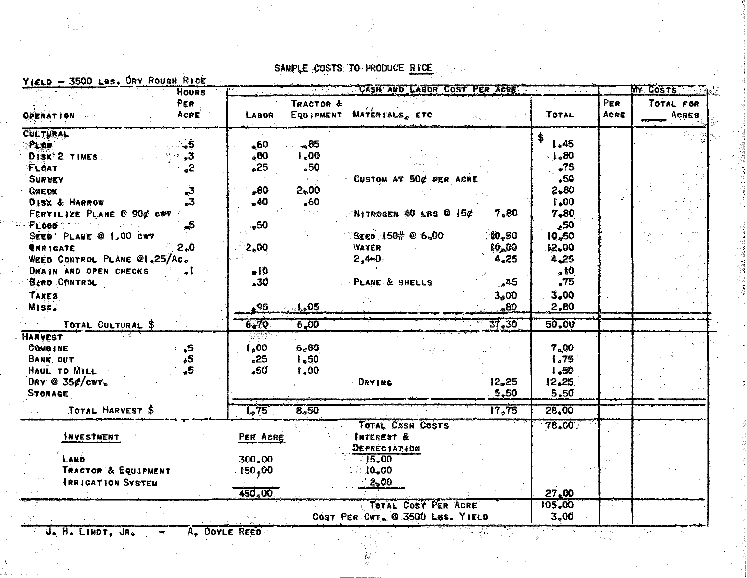# SAMPLE COSTS TO PRODUCE RICE

YIELD — 3500 LBS. DRY ROUGH RICE

| OPERATION | HOURS PER ACRE | CASH AND LABOR COST PER ACRE: LABOR | TRACTOR & EQUIPMENT | MATERIALS, ETC | | TOTAL | MY COSTS: PER ACRE | TOTAL FOR ___ ACRES |
|---|---|---|---|---|---|---|---|---|
| **CULTURAL** | | | | | | | | |
| PLOW | .5 | .60 | .85 | | | $ 1.45 | | |
| DISK 2 TIMES | .3 | .80 | 1.00 | | | 1.80 | | |
| FLOAT | .2 | .25 | .50 | | | .75 | | |
| SURVEY | | | | CUSTOM AT 50¢ PER ACRE | | .50 | | |
| CHECK | .3 | .80 | 2.00 | | | 2.80 | | |
| DISK & HARROW | .3 | .40 | .60 | | | 1.00 | | |
| FERTILIZE PLANE @ 90¢ CWT | | | | NITROGEN 40 LBS @ 15¢ | 7.80 | 7.80 | | |
| FLOOD | .5 | .50 | | | | .50 | | |
| SEED PLANE @ 1.00 CWT | | | | SEED 150# @ 6.00 | 10.50 | 10.50 | | |
| IRRIGATE | 2.0 | 2.00 | | WATER | 10.00 | 12.00 | | |
| WEED CONTROL PLANE @1.25/AC. | | | | 2,4-D | 4.25 | 4.25 | | |
| DRAIN AND OPEN CHECKS | .1 | .10 | | | | .10 | | |
| BIRD CONTROL | | .30 | | PLANE & SHELLS | .45 | .75 | | |
| TAXES | | | | | 3.00 | 3.00 | | |
| MISC. | | .95 | 1.05 | | .80 | 2.80 | | |
| TOTAL CULTURAL $ | | 6.70 | 6.00 | | 37.30 | 50.00 | | |
| **HARVEST** | | | | | | | | |
| COMBINE | .5 | 1.00 | 6.00 | | | 7.00 | | |
| BANK OUT | .5 | .25 | 1.50 | | | 1.75 | | |
| HAUL TO MILL | .5 | .50 | 1.00 | | | 1.50 | | |
| DRY @ 35¢/CWT. | | | | DRYING | 12.25 | 12.25 | | |
| STORAGE | | | | | 5.50 | 5.50 | | |
| TOTAL HARVEST $ | | 1.75 | 8.50 | | 17.75 | 28.00 | | |
| | | | | TOTAL CASH COSTS | | 78.00 | | |

| INVESTMENT | PER ACRE | INTEREST & DEPRECIATION | |
|---|---|---|---|
| LAND | 300.00 | 15.00 | |
| TRACTOR & EQUIPMENT | 150.00 | 10.00 | |
| IRRIGATION SYSTEM | | 2.00 | |
| | 450.00 | | 27.00 |
| | | TOTAL COST PER ACRE | 105.00 |
| | | COST PER CWT. @ 3500 LBS. YIELD | 3.00 |

J. H. LINDT, JR. — A. DOYLE REED